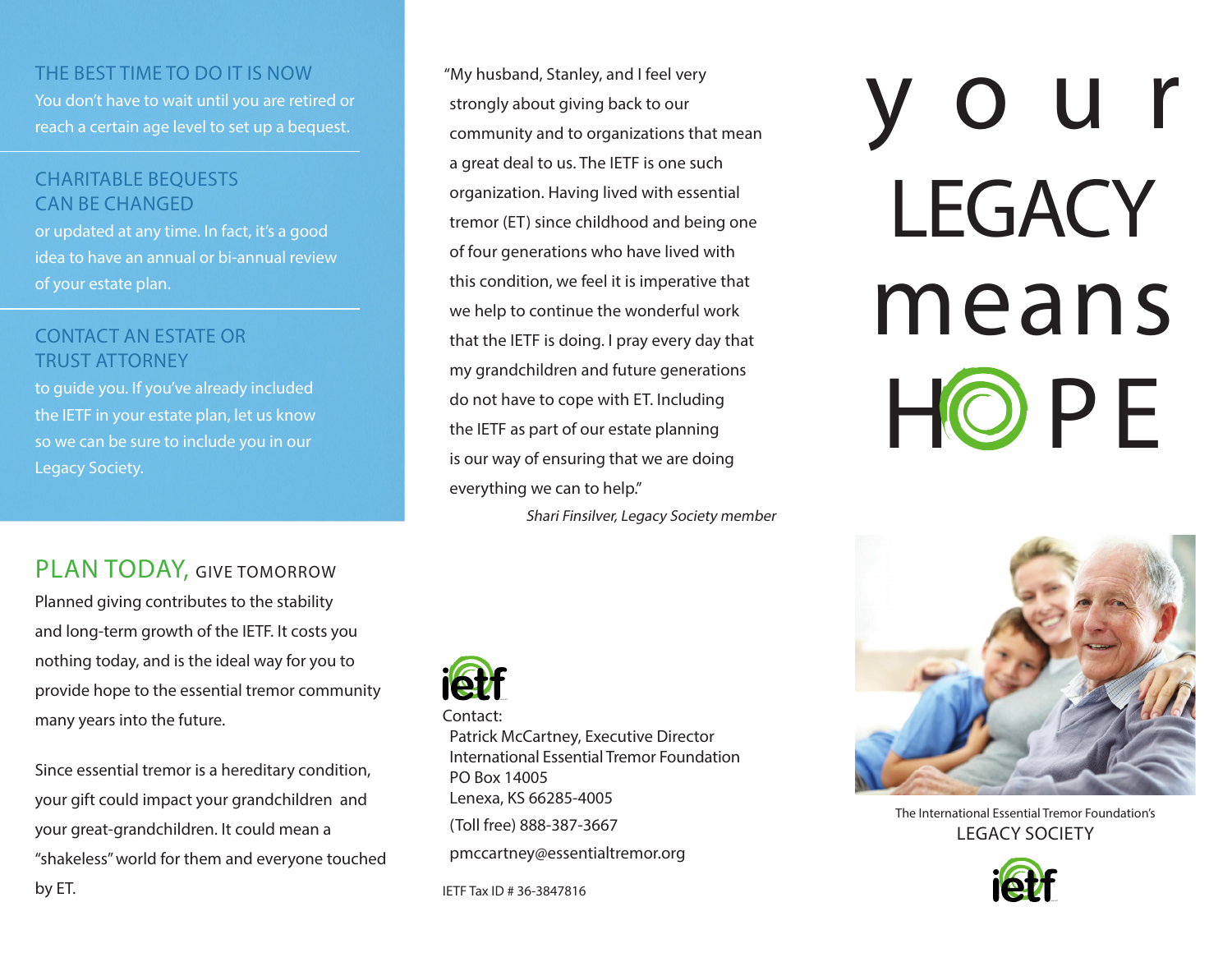## THE BEST TIME TO DO IT IS NOW

You don't have to wait until you are retired or reach a certain age level to set up a bequest.

## CHARITABLE BEQUESTS CAN BE CHANGED

or updated at any time. In fact, it's a good idea to have an annual or bi-annual review of your estate plan.

## CONTACT AN ESTATE OR TRUST ATTORNEY

to guide you. If you've already included the IETF in your estate plan, let us know so we can be sure to include you in our Legacy Society.

## PLAN TODAY, GIVE TOMORROW

Planned giving contributes to the stability and long-term growth of the IETF. It costs you nothing today, and is the ideal way for you to provide hope to the essential tremor community many years into the future.

Since essential tremor is a hereditary condition, your gift could impact your grandchildren and your great-grandchildren. It could mean a "shakeless" world for them and everyone touched by ET.

"My husband, Stanley, and I feel very strongly about giving back to our community and to organizations that mean a great deal to us. The IETF is one such organization. Having lived with essential tremor (ET) since childhood and being one of four generations who have lived with this condition, we feel it is imperative that we help to continue the wonderful work that the IETF is doing. I pray every day that my grandchildren and future generations do not have to cope with ET. Including the IETF as part of our estate planning is our way of ensuring that we are doing everything we can to help."

*Shari Finsilver, Legacy Society member*

ietf

Contact:
Patrick McCartney, Executive Director
International Essential Tremor Foundation
PO Box 14005
Lenexa, KS 66285-4005

(Toll free) 888-387-3667

pmccartney@essentialtremor.org

IETF Tax ID # 36-3847816

# your LEGACY means HOPE

The International Essential Tremor Foundation's

LEGACY SOCIETY

ietf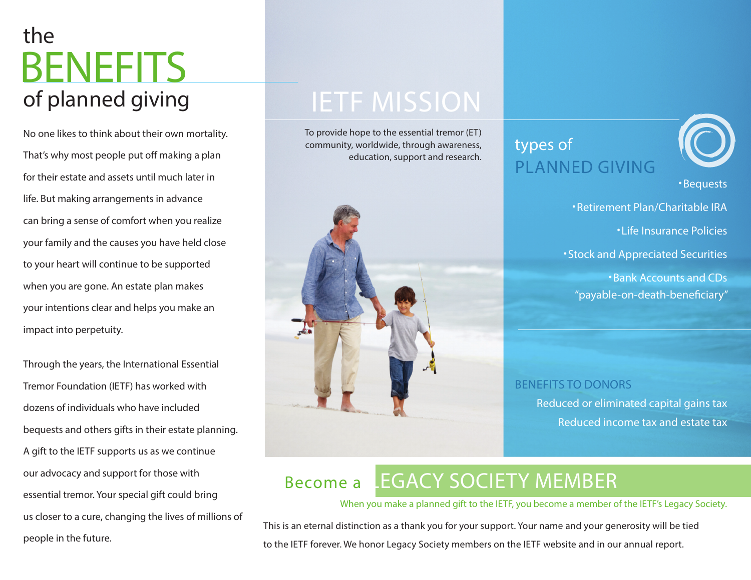# the BENEFITS of planned giving

No one likes to think about their own mortality. That's why most people put off making a plan for their estate and assets until much later in life. But making arrangements in advance can bring a sense of comfort when you realize your family and the causes you have held close to your heart will continue to be supported when you are gone. An estate plan makes your intentions clear and helps you make an impact into perpetuity.

Through the years, the International Essential Tremor Foundation (IETF) has worked with dozens of individuals who have included bequests and others gifts in their estate planning. A gift to the IETF supports us as we continue our advocacy and support for those with essential tremor. Your special gift could bring us closer to a cure, changing the lives of millions of people in the future.

# IETF MISSION

To provide hope to the essential tremor (ET) community, worldwide, through awareness, education, support and research.

## types of PLANNED GIVING

- Bequests
- Retirement Plan/Charitable IRA
- Life Insurance Policies
- Stock and Appreciated Securities
- Bank Accounts and CDs "payable-on-death-beneficiary"

### BENEFITS TO DONORS

Reduced or eliminated capital gains tax

Reduced income tax and estate tax

## Become a LEGACY SOCIETY MEMBER

When you make a planned gift to the IETF, you become a member of the IETF's Legacy Society.

This is an eternal distinction as a thank you for your support. Your name and your generosity will be tied to the IETF forever. We honor Legacy Society members on the IETF website and in our annual report.